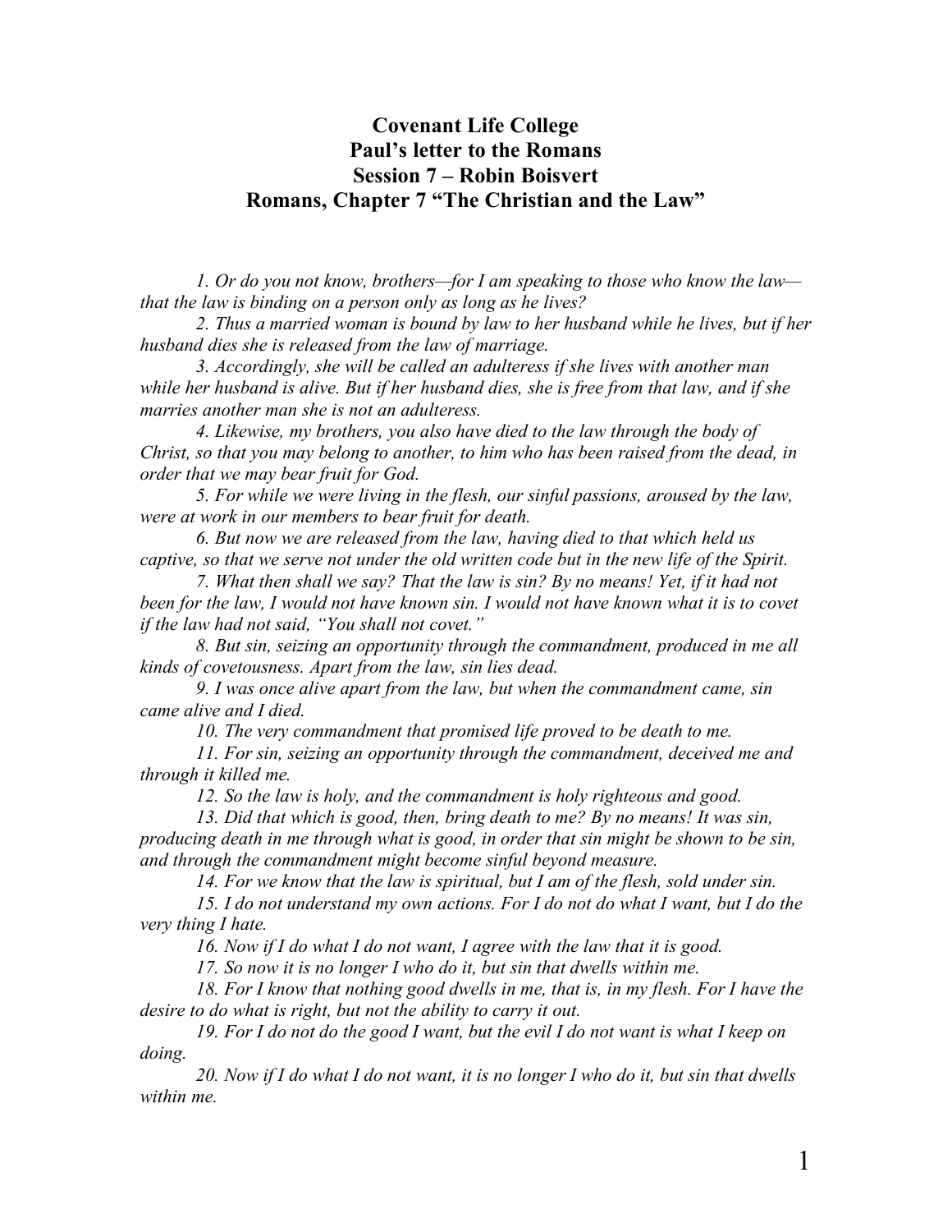# Covenant Life College
# Paul's letter to the Romans
# Session 7 – Robin Boisvert
# Romans, Chapter 7 "The Christian and the Law"

*1. Or do you not know, brothers—for I am speaking to those who know the law—that the law is binding on a person only as long as he lives?*

*2. Thus a married woman is bound by law to her husband while he lives, but if her husband dies she is released from the law of marriage.*

*3. Accordingly, she will be called an adulteress if she lives with another man while her husband is alive. But if her husband dies, she is free from that law, and if she marries another man she is not an adulteress.*

*4. Likewise, my brothers, you also have died to the law through the body of Christ, so that you may belong to another, to him who has been raised from the dead, in order that we may bear fruit for God.*

*5. For while we were living in the flesh, our sinful passions, aroused by the law, were at work in our members to bear fruit for death.*

*6. But now we are released from the law, having died to that which held us captive, so that we serve not under the old written code but in the new life of the Spirit.*

*7. What then shall we say? That the law is sin? By no means! Yet, if it had not been for the law, I would not have known sin. I would not have known what it is to covet if the law had not said, "You shall not covet."*

*8. But sin, seizing an opportunity through the commandment, produced in me all kinds of covetousness. Apart from the law, sin lies dead.*

*9. I was once alive apart from the law, but when the commandment came, sin came alive and I died.*

*10. The very commandment that promised life proved to be death to me.*

*11. For sin, seizing an opportunity through the commandment, deceived me and through it killed me.*

*12. So the law is holy, and the commandment is holy righteous and good.*

*13. Did that which is good, then, bring death to me? By no means! It was sin, producing death in me through what is good, in order that sin might be shown to be sin, and through the commandment might become sinful beyond measure.*

*14. For we know that the law is spiritual, but I am of the flesh, sold under sin.*

*15. I do not understand my own actions. For I do not do what I want, but I do the very thing I hate.*

*16. Now if I do what I do not want, I agree with the law that it is good.*

*17. So now it is no longer I who do it, but sin that dwells within me.*

*18. For I know that nothing good dwells in me, that is, in my flesh. For I have the desire to do what is right, but not the ability to carry it out.*

*19. For I do not do the good I want, but the evil I do not want is what I keep on doing.*

*20. Now if I do what I do not want, it is no longer I who do it, but sin that dwells within me.*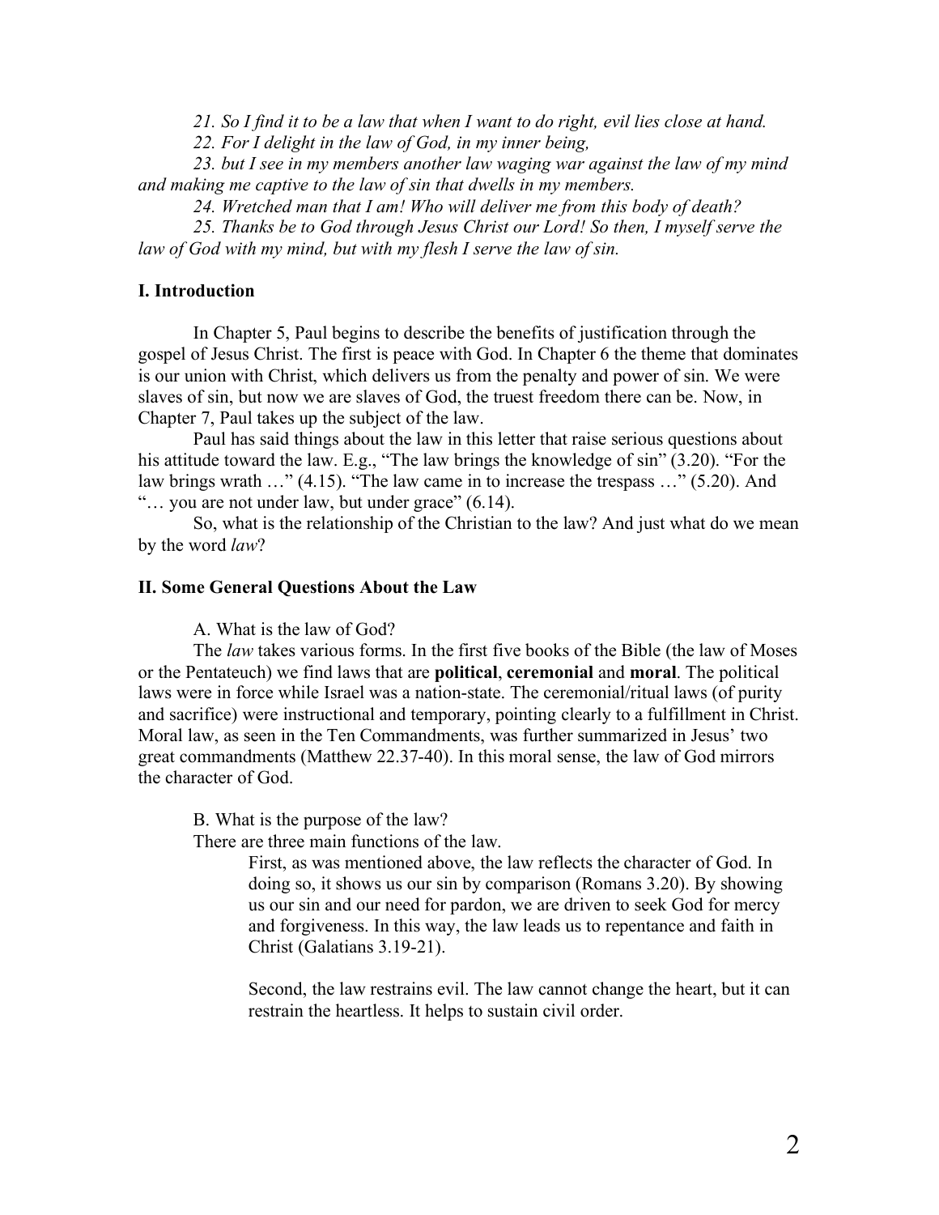*21. So I find it to be a law that when I want to do right, evil lies close at hand.*

*22. For I delight in the law of God, in my inner being,*

*23. but I see in my members another law waging war against the law of my mind and making me captive to the law of sin that dwells in my members.*

*24. Wretched man that I am! Who will deliver me from this body of death?*

*25. Thanks be to God through Jesus Christ our Lord! So then, I myself serve the law of God with my mind, but with my flesh I serve the law of sin.*

## I. Introduction

In Chapter 5, Paul begins to describe the benefits of justification through the gospel of Jesus Christ. The first is peace with God. In Chapter 6 the theme that dominates is our union with Christ, which delivers us from the penalty and power of sin. We were slaves of sin, but now we are slaves of God, the truest freedom there can be. Now, in Chapter 7, Paul takes up the subject of the law.

Paul has said things about the law in this letter that raise serious questions about his attitude toward the law. E.g., "The law brings the knowledge of sin" (3.20). "For the law brings wrath …" (4.15). "The law came in to increase the trespass …" (5.20). And "… you are not under law, but under grace" (6.14).

So, what is the relationship of the Christian to the law? And just what do we mean by the word *law*?

## II. Some General Questions About the Law

A. What is the law of God?

The *law* takes various forms. In the first five books of the Bible (the law of Moses or the Pentateuch) we find laws that are **political**, **ceremonial** and **moral**. The political laws were in force while Israel was a nation-state. The ceremonial/ritual laws (of purity and sacrifice) were instructional and temporary, pointing clearly to a fulfillment in Christ. Moral law, as seen in the Ten Commandments, was further summarized in Jesus' two great commandments (Matthew 22.37-40). In this moral sense, the law of God mirrors the character of God.

B. What is the purpose of the law?

There are three main functions of the law.

First, as was mentioned above, the law reflects the character of God. In doing so, it shows us our sin by comparison (Romans 3.20). By showing us our sin and our need for pardon, we are driven to seek God for mercy and forgiveness. In this way, the law leads us to repentance and faith in Christ (Galatians 3.19-21).

Second, the law restrains evil. The law cannot change the heart, but it can restrain the heartless. It helps to sustain civil order.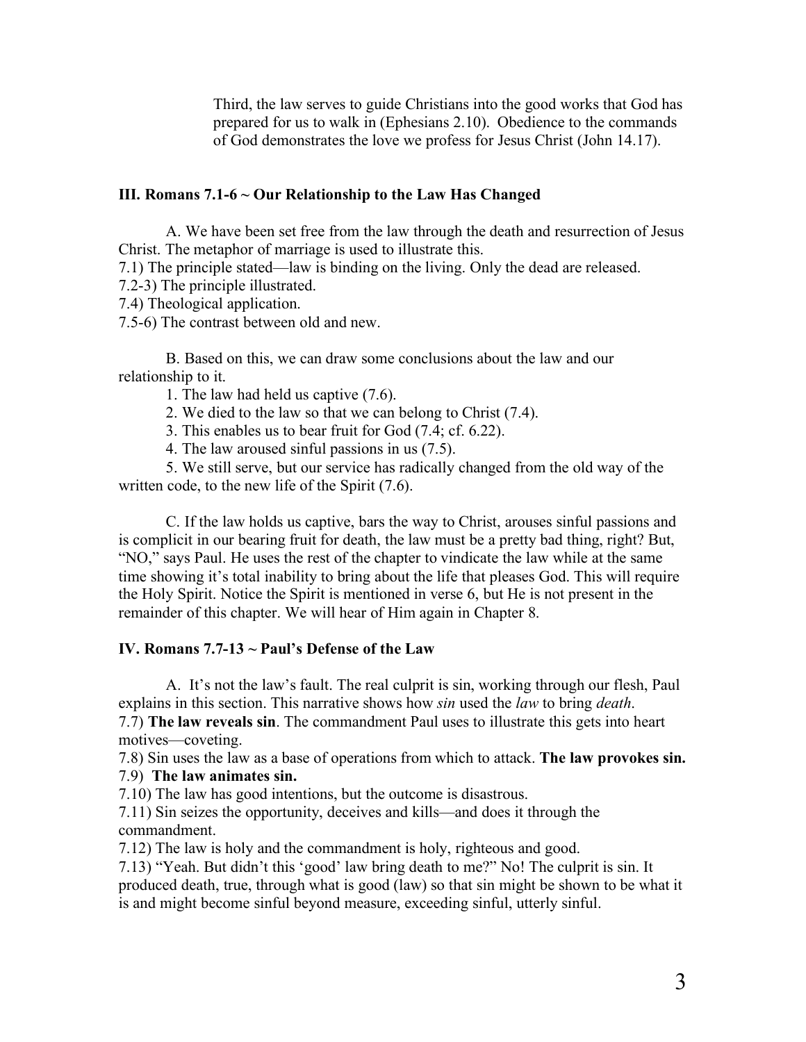Third, the law serves to guide Christians into the good works that God has prepared for us to walk in (Ephesians 2.10). Obedience to the commands of God demonstrates the love we profess for Jesus Christ (John 14.17).

### III. Romans 7.1-6 ~ Our Relationship to the Law Has Changed

A. We have been set free from the law through the death and resurrection of Jesus Christ. The metaphor of marriage is used to illustrate this.

7.1) The principle stated—law is binding on the living. Only the dead are released.
7.2-3) The principle illustrated.
7.4) Theological application.
7.5-6) The contrast between old and new.

B. Based on this, we can draw some conclusions about the law and our relationship to it.

1. The law had held us captive (7.6).
2. We died to the law so that we can belong to Christ (7.4).
3. This enables us to bear fruit for God (7.4; cf. 6.22).
4. The law aroused sinful passions in us (7.5).
5. We still serve, but our service has radically changed from the old way of the written code, to the new life of the Spirit (7.6).

C. If the law holds us captive, bars the way to Christ, arouses sinful passions and is complicit in our bearing fruit for death, the law must be a pretty bad thing, right? But, "NO," says Paul. He uses the rest of the chapter to vindicate the law while at the same time showing it's total inability to bring about the life that pleases God. This will require the Holy Spirit. Notice the Spirit is mentioned in verse 6, but He is not present in the remainder of this chapter. We will hear of Him again in Chapter 8.

### IV. Romans 7.7-13 ~ Paul's Defense of the Law

A. It's not the law's fault. The real culprit is sin, working through our flesh, Paul explains in this section. This narrative shows how *sin* used the *law* to bring *death*.

7.7) **The law reveals sin**. The commandment Paul uses to illustrate this gets into heart motives—coveting.
7.8) Sin uses the law as a base of operations from which to attack. **The law provokes sin.**
7.9) **The law animates sin.**
7.10) The law has good intentions, but the outcome is disastrous.
7.11) Sin seizes the opportunity, deceives and kills—and does it through the commandment.
7.12) The law is holy and the commandment is holy, righteous and good.
7.13) "Yeah. But didn't this 'good' law bring death to me?" No! The culprit is sin. It produced death, true, through what is good (law) so that sin might be shown to be what it is and might become sinful beyond measure, exceeding sinful, utterly sinful.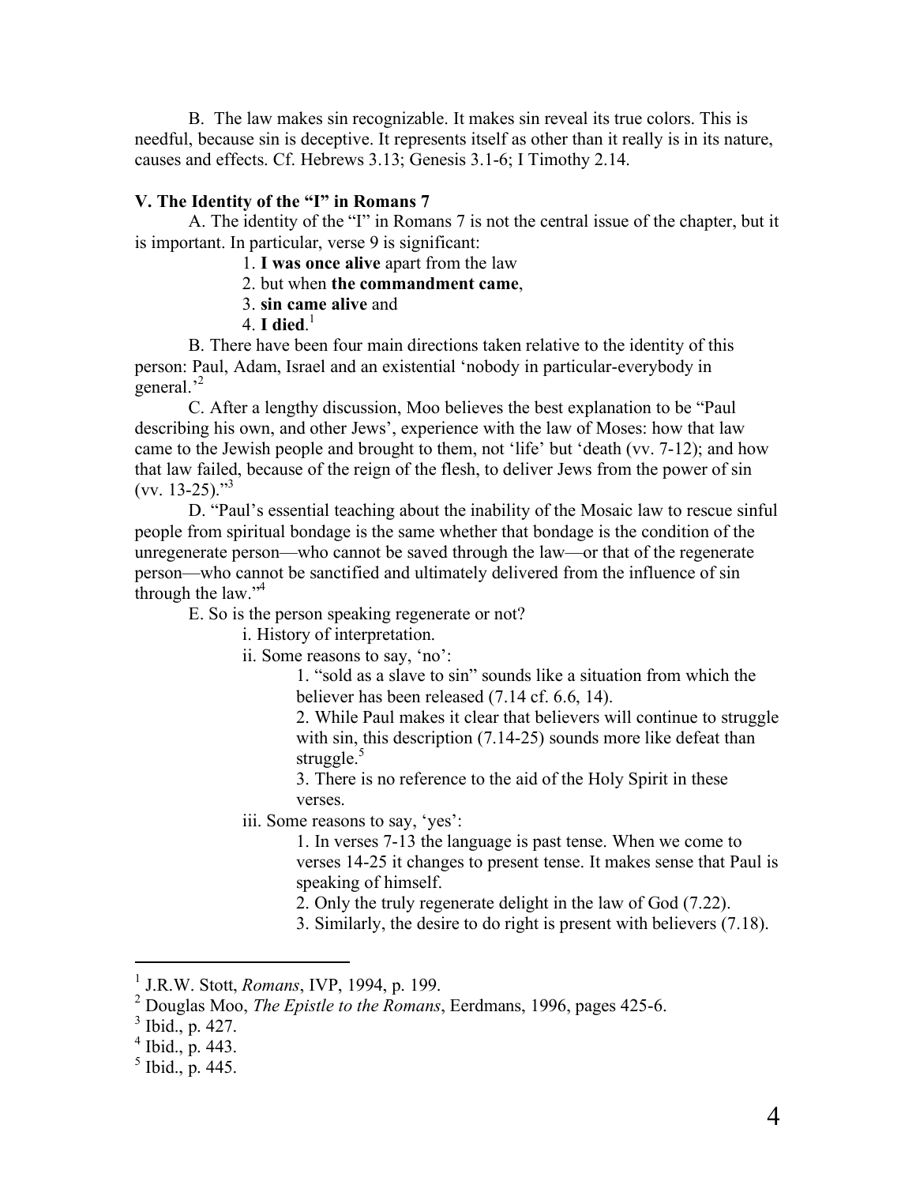B. The law makes sin recognizable. It makes sin reveal its true colors. This is needful, because sin is deceptive. It represents itself as other than it really is in its nature, causes and effects. Cf. Hebrews 3.13; Genesis 3.1-6; I Timothy 2.14.

### V. The Identity of the "I" in Romans 7

A. The identity of the "I" in Romans 7 is not the central issue of the chapter, but it is important. In particular, verse 9 is significant:

1. **I was once alive** apart from the law
2. but when **the commandment came**,
3. **sin came alive** and
4. **I died**.[1]

B. There have been four main directions taken relative to the identity of this person: Paul, Adam, Israel and an existential 'nobody in particular-everybody in general.'[2]

C. After a lengthy discussion, Moo believes the best explanation to be "Paul describing his own, and other Jews', experience with the law of Moses: how that law came to the Jewish people and brought to them, not 'life' but 'death (vv. 7-12); and how that law failed, because of the reign of the flesh, to deliver Jews from the power of sin (vv. 13-25)."[3]

D. "Paul's essential teaching about the inability of the Mosaic law to rescue sinful people from spiritual bondage is the same whether that bondage is the condition of the unregenerate person—who cannot be saved through the law—or that of the regenerate person—who cannot be sanctified and ultimately delivered from the influence of sin through the law."[4]

E. So is the person speaking regenerate or not?

- i. History of interpretation.
- ii. Some reasons to say, 'no':
  1. "sold as a slave to sin" sounds like a situation from which the believer has been released (7.14 cf. 6.6, 14).
  2. While Paul makes it clear that believers will continue to struggle with sin, this description (7.14-25) sounds more like defeat than struggle.[5]
  3. There is no reference to the aid of the Holy Spirit in these verses.
- iii. Some reasons to say, 'yes':
  1. In verses 7-13 the language is past tense. When we come to verses 14-25 it changes to present tense. It makes sense that Paul is speaking of himself.
  2. Only the truly regenerate delight in the law of God (7.22).
  3. Similarly, the desire to do right is present with believers (7.18).

---

[1] J.R.W. Stott, *Romans*, IVP, 1994, p. 199.

[2] Douglas Moo, *The Epistle to the Romans*, Eerdmans, 1996, pages 425-6.

[3] Ibid., p. 427.

[4] Ibid., p. 443.

[5] Ibid., p. 445.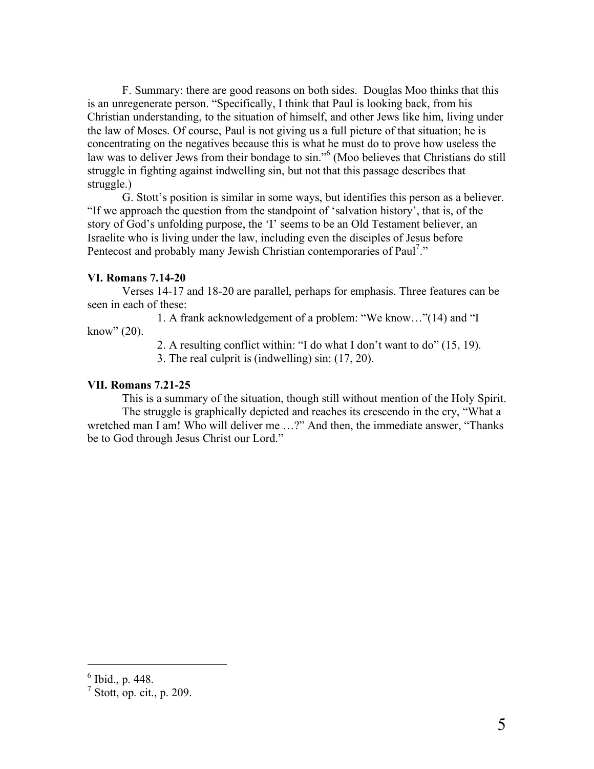F. Summary: there are good reasons on both sides. Douglas Moo thinks that this is an unregenerate person. "Specifically, I think that Paul is looking back, from his Christian understanding, to the situation of himself, and other Jews like him, living under the law of Moses. Of course, Paul is not giving us a full picture of that situation; he is concentrating on the negatives because this is what he must do to prove how useless the law was to deliver Jews from their bondage to sin."[6] (Moo believes that Christians do still struggle in fighting against indwelling sin, but not that this passage describes that struggle.)

G. Stott's position is similar in some ways, but identifies this person as a believer. "If we approach the question from the standpoint of 'salvation history', that is, of the story of God's unfolding purpose, the 'I' seems to be an Old Testament believer, an Israelite who is living under the law, including even the disciples of Jesus before Pentecost and probably many Jewish Christian contemporaries of Paul[7]."

**VI. Romans 7.14-20**

Verses 14-17 and 18-20 are parallel, perhaps for emphasis. Three features can be seen in each of these:

1. A frank acknowledgement of a problem: "We know…"(14) and "I know" (20).
2. A resulting conflict within: "I do what I don't want to do" (15, 19).
3. The real culprit is (indwelling) sin: (17, 20).

**VII. Romans 7.21-25**

This is a summary of the situation, though still without mention of the Holy Spirit.

The struggle is graphically depicted and reaches its crescendo in the cry, "What a wretched man I am! Who will deliver me …?" And then, the immediate answer, "Thanks be to God through Jesus Christ our Lord."

---

[6] Ibid., p. 448.

[7] Stott, op. cit., p. 209.